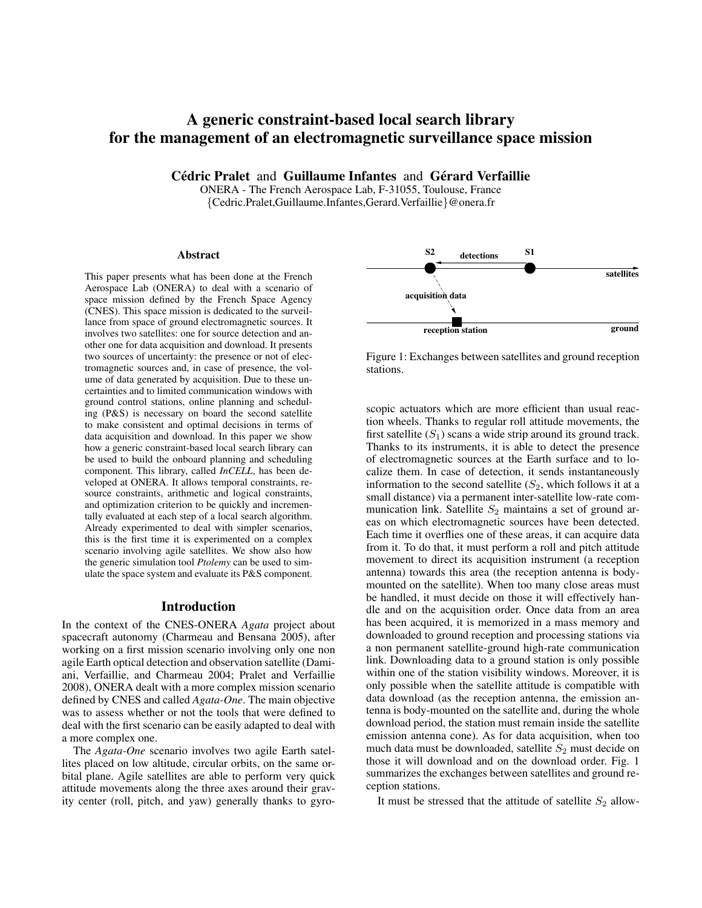# A generic constraint-based local search library for the management of an electromagnetic surveillance space mission

**Cédric Pralet** and **Guillaume Infantes** and **Gérard Verfaillie**
ONERA - The French Aerospace Lab, F-31055, Toulouse, France
{Cedric.Pralet,Guillaume.Infantes,Gerard.Verfaillie}@onera.fr

## Abstract

This paper presents what has been done at the French Aerospace Lab (ONERA) to deal with a scenario of space mission defined by the French Space Agency (CNES). This space mission is dedicated to the surveillance from space of ground electromagnetic sources. It involves two satellites: one for source detection and another one for data acquisition and download. It presents two sources of uncertainty: the presence or not of electromagnetic sources and, in case of presence, the volume of data generated by acquisition. Due to these uncertainties and to limited communication windows with ground control stations, online planning and scheduling (P&S) is necessary on board the second satellite to make consistent and optimal decisions in terms of data acquisition and download. In this paper we show how a generic constraint-based local search library can be used to build the onboard planning and scheduling component. This library, called *InCELL*, has been developed at ONERA. It allows temporal constraints, resource constraints, arithmetic and logical constraints, and optimization criterion to be quickly and incrementally evaluated at each step of a local search algorithm. Already experimented to deal with simpler scenarios, this is the first time it is experimented on a complex scenario involving agile satellites. We show also how the generic simulation tool *Ptolemy* can be used to simulate the space system and evaluate its P&S component.

## Introduction

In the context of the CNES-ONERA *Agata* project about spacecraft autonomy (Charmeau and Bensana 2005), after working on a first mission scenario involving only one non agile Earth optical detection and observation satellite (Damiani, Verfaillie, and Charmeau 2004; Pralet and Verfaillie 2008), ONERA dealt with a more complex mission scenario defined by CNES and called *Agata-One*. The main objective was to assess whether or not the tools that were defined to deal with the first scenario can be easily adapted to deal with a more complex one.

The *Agata-One* scenario involves two agile Earth satellites placed on low altitude, circular orbits, on the same orbital plane. Agile satellites are able to perform very quick attitude movements along the three axes around their gravity center (roll, pitch, and yaw) generally thanks to gyroscopic actuators which are more efficient than usual reaction wheels. Thanks to regular roll attitude movements, the first satellite ($S_1$) scans a wide strip around its ground track. Thanks to its instruments, it is able to detect the presence of electromagnetic sources at the Earth surface and to localize them. In case of detection, it sends instantaneously information to the second satellite ($S_2$, which follows it at a small distance) via a permanent inter-satellite low-rate communication link. Satellite $S_2$ maintains a set of ground areas on which electromagnetic sources have been detected. Each time it overflies one of these areas, it can acquire data from it. To do that, it must perform a roll and pitch attitude movement to direct its acquisition instrument (a reception antenna) towards this area (the reception antenna is body-mounted on the satellite). When too many close areas must be handled, it must decide on those it will effectively handle and on the acquisition order. Once data from an area has been acquired, it is memorized in a mass memory and downloaded to ground reception and processing stations via a non permanent satellite-ground high-rate communication link. Downloading data to a ground station is only possible within one of the station visibility windows. Moreover, it is only possible when the satellite attitude is compatible with data download (as the reception antenna, the emission antenna is body-mounted on the satellite and, during the whole download period, the station must remain inside the satellite emission antenna cone). As for data acquisition, when too much data must be downloaded, satellite $S_2$ must decide on those it will download and on the download order. Fig. 1 summarizes the exchanges between satellites and ground reception stations.

Figure 1: Exchanges between satellites and ground reception stations.

It must be stressed that the attitude of satellite $S_2$ allow-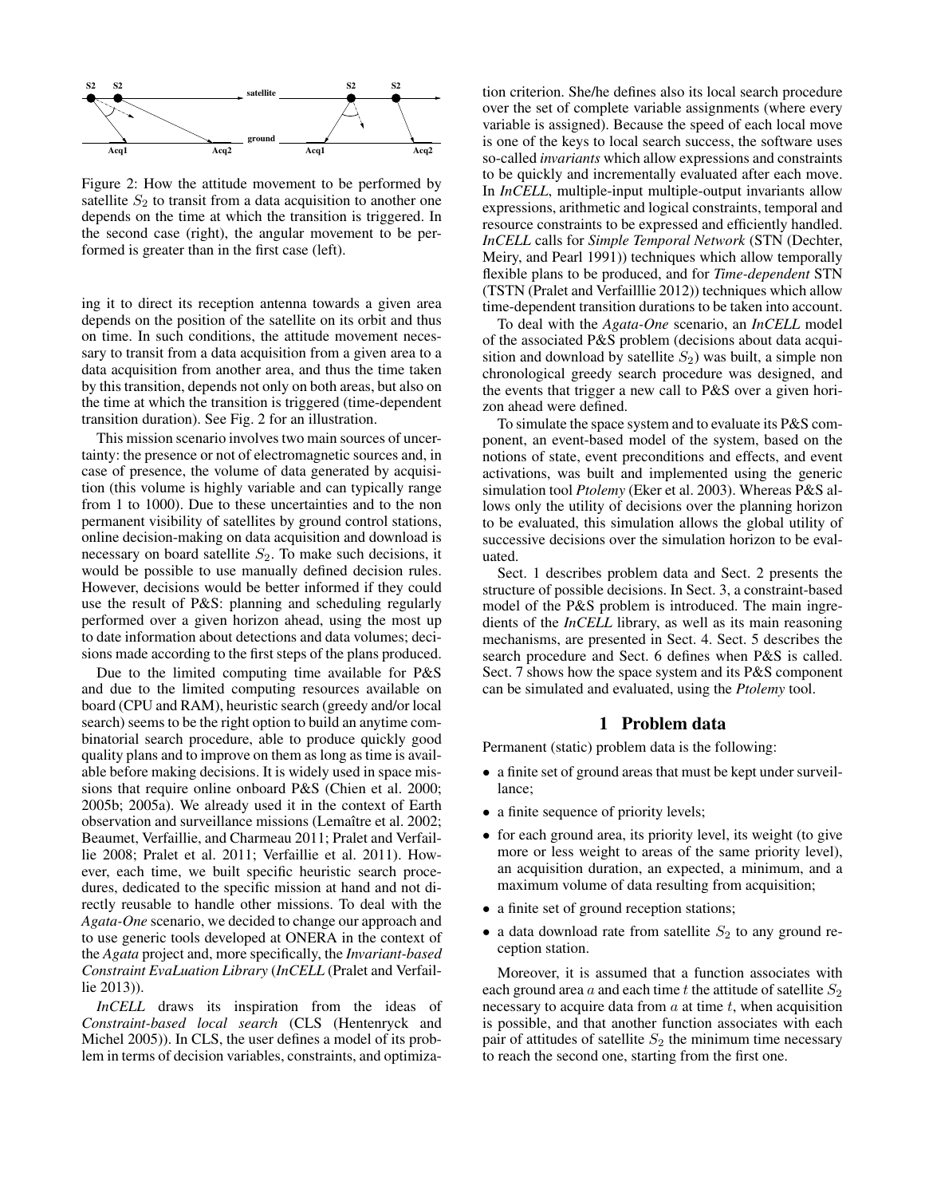Figure 2: How the attitude movement to be performed by satellite $S_2$ to transit from a data acquisition to another one depends on the time at which the transition is triggered. In the second case (right), the angular movement to be performed is greater than in the first case (left).

ing it to direct its reception antenna towards a given area depends on the position of the satellite on its orbit and thus on time. In such conditions, the attitude movement necessary to transit from a data acquisition from a given area to a data acquisition from another area, and thus the time taken by this transition, depends not only on both areas, but also on the time at which the transition is triggered (time-dependent transition duration). See Fig. 2 for an illustration.

This mission scenario involves two main sources of uncertainty: the presence or not of electromagnetic sources and, in case of presence, the volume of data generated by acquisition (this volume is highly variable and can typically range from 1 to 1000). Due to these uncertainties and to the non permanent visibility of satellites by ground control stations, online decision-making on data acquisition and download is necessary on board satellite $S_2$. To make such decisions, it would be possible to use manually defined decision rules. However, decisions would be better informed if they could use the result of P&S: planning and scheduling regularly performed over a given horizon ahead, using the most up to date information about detections and data volumes; decisions made according to the first steps of the plans produced.

Due to the limited computing time available for P&S and due to the limited computing resources available on board (CPU and RAM), heuristic search (greedy and/or local search) seems to be the right option to build an anytime combinatorial search procedure, able to produce quickly good quality plans and to improve on them as long as time is available before making decisions. It is widely used in space missions that require online onboard P&S (Chien et al. 2000; 2005b; 2005a). We already used it in the context of Earth observation and surveillance missions (Lemaître et al. 2002; Beaumet, Verfaillie, and Charmeau 2011; Pralet and Verfaillie 2008; Pralet et al. 2011; Verfaillie et al. 2011). However, each time, we built specific heuristic search procedures, dedicated to the specific mission at hand and not directly reusable to handle other missions. To deal with the *Agata-One* scenario, we decided to change our approach and to use generic tools developed at ONERA in the context of the *Agata* project and, more specifically, the *Invariant-based Constraint EvaLuation Library* (*InCELL* (Pralet and Verfaillie 2013)).

*InCELL* draws its inspiration from the ideas of *Constraint-based local search* (CLS (Hentenryck and Michel 2005)). In CLS, the user defines a model of its problem in terms of decision variables, constraints, and optimization criterion. She/he defines also its local search procedure over the set of complete variable assignments (where every variable is assigned). Because the speed of each local move is one of the keys to local search success, the software uses so-called *invariants* which allow expressions and constraints to be quickly and incrementally evaluated after each move. In *InCELL*, multiple-input multiple-output invariants allow expressions, arithmetic and logical constraints, temporal and resource constraints to be expressed and efficiently handled. *InCELL* calls for *Simple Temporal Network* (STN (Dechter, Meiry, and Pearl 1991)) techniques which allow temporally flexible plans to be produced, and for *Time-dependent* STN (TSTN (Pralet and Verfailllie 2012)) techniques which allow time-dependent transition durations to be taken into account.

To deal with the *Agata-One* scenario, an *InCELL* model of the associated P&S problem (decisions about data acquisition and download by satellite $S_2$) was built, a simple non chronological greedy search procedure was designed, and the events that trigger a new call to P&S over a given horizon ahead were defined.

To simulate the space system and to evaluate its P&S component, an event-based model of the system, based on the notions of state, event preconditions and effects, and event activations, was built and implemented using the generic simulation tool *Ptolemy* (Eker et al. 2003). Whereas P&S allows only the utility of decisions over the planning horizon to be evaluated, this simulation allows the global utility of successive decisions over the simulation horizon to be evaluated.

Sect. 1 describes problem data and Sect. 2 presents the structure of possible decisions. In Sect. 3, a constraint-based model of the P&S problem is introduced. The main ingredients of the *InCELL* library, as well as its main reasoning mechanisms, are presented in Sect. 4. Sect. 5 describes the search procedure and Sect. 6 defines when P&S is called. Sect. 7 shows how the space system and its P&S component can be simulated and evaluated, using the *Ptolemy* tool.

## 1 Problem data

Permanent (static) problem data is the following:

- a finite set of ground areas that must be kept under surveillance;
- a finite sequence of priority levels;
- for each ground area, its priority level, its weight (to give more or less weight to areas of the same priority level), an acquisition duration, an expected, a minimum, and a maximum volume of data resulting from acquisition;
- a finite set of ground reception stations;
- a data download rate from satellite $S_2$ to any ground reception station.

Moreover, it is assumed that a function associates with each ground area $a$ and each time $t$ the attitude of satellite $S_2$ necessary to acquire data from $a$ at time $t$, when acquisition is possible, and that another function associates with each pair of attitudes of satellite $S_2$ the minimum time necessary to reach the second one, starting from the first one.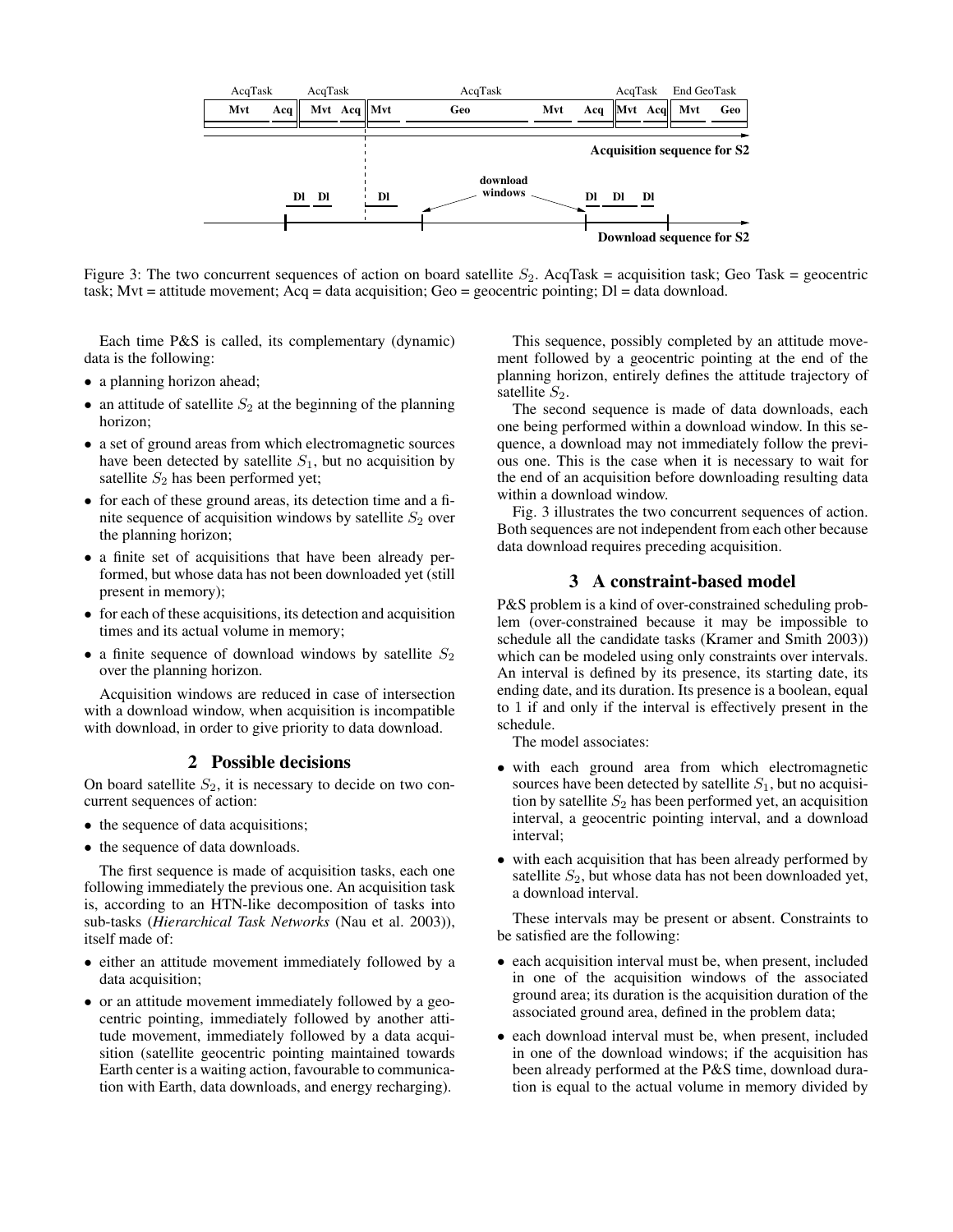Figure 3: The two concurrent sequences of action on board satellite $S_2$. AcqTask = acquisition task; Geo Task = geocentric task; Mvt = attitude movement; Acq = data acquisition; Geo = geocentric pointing; Dl = data download.

Each time P&S is called, its complementary (dynamic) data is the following:

- a planning horizon ahead;
- an attitude of satellite $S_2$ at the beginning of the planning horizon;
- a set of ground areas from which electromagnetic sources have been detected by satellite $S_1$, but no acquisition by satellite $S_2$ has been performed yet;
- for each of these ground areas, its detection time and a finite sequence of acquisition windows by satellite $S_2$ over the planning horizon;
- a finite set of acquisitions that have been already performed, but whose data has not been downloaded yet (still present in memory);
- for each of these acquisitions, its detection and acquisition times and its actual volume in memory;
- a finite sequence of download windows by satellite $S_2$ over the planning horizon.

Acquisition windows are reduced in case of intersection with a download window, when acquisition is incompatible with download, in order to give priority to data download.

## 2 Possible decisions

On board satellite $S_2$, it is necessary to decide on two concurrent sequences of action:

- the sequence of data acquisitions;
- the sequence of data downloads.

The first sequence is made of acquisition tasks, each one following immediately the previous one. An acquisition task is, according to an HTN-like decomposition of tasks into sub-tasks (*Hierarchical Task Networks* (Nau et al. 2003)), itself made of:

- either an attitude movement immediately followed by a data acquisition;
- or an attitude movement immediately followed by a geocentric pointing, immediately followed by another attitude movement, immediately followed by a data acquisition (satellite geocentric pointing maintained towards Earth center is a waiting action, favourable to communication with Earth, data downloads, and energy recharging).

This sequence, possibly completed by an attitude movement followed by a geocentric pointing at the end of the planning horizon, entirely defines the attitude trajectory of satellite $S_2$.

The second sequence is made of data downloads, each one being performed within a download window. In this sequence, a download may not immediately follow the previous one. This is the case when it is necessary to wait for the end of an acquisition before downloading resulting data within a download window.

Fig. 3 illustrates the two concurrent sequences of action. Both sequences are not independent from each other because data download requires preceding acquisition.

## 3 A constraint-based model

P&S problem is a kind of over-constrained scheduling problem (over-constrained because it may be impossible to schedule all the candidate tasks (Kramer and Smith 2003)) which can be modeled using only constraints over intervals. An interval is defined by its presence, its starting date, its ending date, and its duration. Its presence is a boolean, equal to 1 if and only if the interval is effectively present in the schedule.

The model associates:

- with each ground area from which electromagnetic sources have been detected by satellite $S_1$, but no acquisition by satellite $S_2$ has been performed yet, an acquisition interval, a geocentric pointing interval, and a download interval;
- with each acquisition that has been already performed by satellite $S_2$, but whose data has not been downloaded yet, a download interval.

These intervals may be present or absent. Constraints to be satisfied are the following:

- each acquisition interval must be, when present, included in one of the acquisition windows of the associated ground area; its duration is the acquisition duration of the associated ground area, defined in the problem data;
- each download interval must be, when present, included in one of the download windows; if the acquisition has been already performed at the P&S time, download duration is equal to the actual volume in memory divided by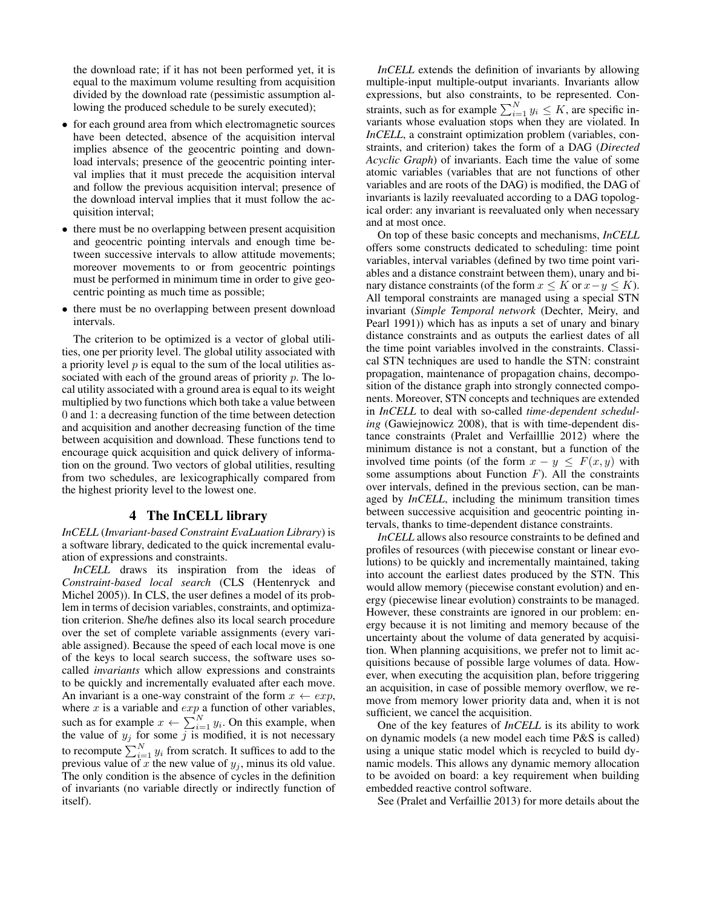the download rate; if it has not been performed yet, it is equal to the maximum volume resulting from acquisition divided by the download rate (pessimistic assumption allowing the produced schedule to be surely executed);

- for each ground area from which electromagnetic sources have been detected, absence of the acquisition interval implies absence of the geocentric pointing and download intervals; presence of the geocentric pointing interval implies that it must precede the acquisition interval and follow the previous acquisition interval; presence of the download interval implies that it must follow the acquisition interval;
- there must be no overlapping between present acquisition and geocentric pointing intervals and enough time between successive intervals to allow attitude movements; moreover movements to or from geocentric pointings must be performed in minimum time in order to give geocentric pointing as much time as possible;
- there must be no overlapping between present download intervals.

The criterion to be optimized is a vector of global utilities, one per priority level. The global utility associated with a priority level $p$ is equal to the sum of the local utilities associated with each of the ground areas of priority $p$. The local utility associated with a ground area is equal to its weight multiplied by two functions which both take a value between 0 and 1: a decreasing function of the time between detection and acquisition and another decreasing function of the time between acquisition and download. These functions tend to encourage quick acquisition and quick delivery of information on the ground. Two vectors of global utilities, resulting from two schedules, are lexicographically compared from the highest priority level to the lowest one.

## 4 The InCELL library

*InCELL* (*Invariant-based Constraint EvaLuation Library*) is a software library, dedicated to the quick incremental evaluation of expressions and constraints.

*InCELL* draws its inspiration from the ideas of *Constraint-based local search* (CLS (Hentenryck and Michel 2005)). In CLS, the user defines a model of its problem in terms of decision variables, constraints, and optimization criterion. She/he defines also its local search procedure over the set of complete variable assignments (every variable assigned). Because the speed of each local move is one of the keys to local search success, the software uses so-called *invariants* which allow expressions and constraints to be quickly and incrementally evaluated after each move. An invariant is a one-way constraint of the form $x \leftarrow exp$, where $x$ is a variable and $exp$ a function of other variables, such as for example $x \leftarrow \sum_{i=1}^{N} y_i$. On this example, when the value of $y_j$ for some $j$ is modified, it is not necessary to recompute $\sum_{i=1}^{N} y_i$ from scratch. It suffices to add to the previous value of $x$ the new value of $y_j$, minus its old value. The only condition is the absence of cycles in the definition of invariants (no variable directly or indirectly function of itself).

*InCELL* extends the definition of invariants by allowing multiple-input multiple-output invariants. Invariants allow expressions, but also constraints, to be represented. Constraints, such as for example $\sum_{i=1}^{N} y_i \leq K$, are specific invariants whose evaluation stops when they are violated. In *InCELL*, a constraint optimization problem (variables, constraints, and criterion) takes the form of a DAG (*Directed Acyclic Graph*) of invariants. Each time the value of some atomic variables (variables that are not functions of other variables and are roots of the DAG) is modified, the DAG of invariants is lazily reevaluated according to a DAG topological order: any invariant is reevaluated only when necessary and at most once.

On top of these basic concepts and mechanisms, *InCELL* offers some constructs dedicated to scheduling: time point variables, interval variables (defined by two time point variables and a distance constraint between them), unary and binary distance constraints (of the form $x \leq K$ or $x - y \leq K$). All temporal constraints are managed using a special STN invariant (*Simple Temporal network* (Dechter, Meiry, and Pearl 1991)) which has as inputs a set of unary and binary distance constraints and as outputs the earliest dates of all the time point variables involved in the constraints. Classical STN techniques are used to handle the STN: constraint propagation, maintenance of propagation chains, decomposition of the distance graph into strongly connected components. Moreover, STN concepts and techniques are extended in *InCELL* to deal with so-called *time-dependent scheduling* (Gawiejnowicz 2008), that is with time-dependent distance constraints (Pralet and Verfaillie 2012) where the minimum distance is not a constant, but a function of the involved time points (of the form $x - y \leq F(x, y)$ with some assumptions about Function $F$). All the constraints over intervals, defined in the previous section, can be managed by *InCELL*, including the minimum transition times between successive acquisition and geocentric pointing intervals, thanks to time-dependent distance constraints.

*InCELL* allows also resource constraints to be defined and profiles of resources (with piecewise constant or linear evolutions) to be quickly and incrementally maintained, taking into account the earliest dates produced by the STN. This would allow memory (piecewise constant evolution) and energy (piecewise linear evolution) constraints to be managed. However, these constraints are ignored in our problem: energy because it is not limiting and memory because of the uncertainty about the volume of data generated by acquisition. When planning acquisitions, we prefer not to limit acquisitions because of possible large volumes of data. However, when executing the acquisition plan, before triggering an acquisition, in case of possible memory overflow, we remove from memory lower priority data and, when it is not sufficient, we cancel the acquisition.

One of the key features of *InCELL* is its ability to work on dynamic models (a new model each time P&S is called) using a unique static model which is recycled to build dynamic models. This allows any dynamic memory allocation to be avoided on board: a key requirement when building embedded reactive control software.

See (Pralet and Verfaillie 2013) for more details about the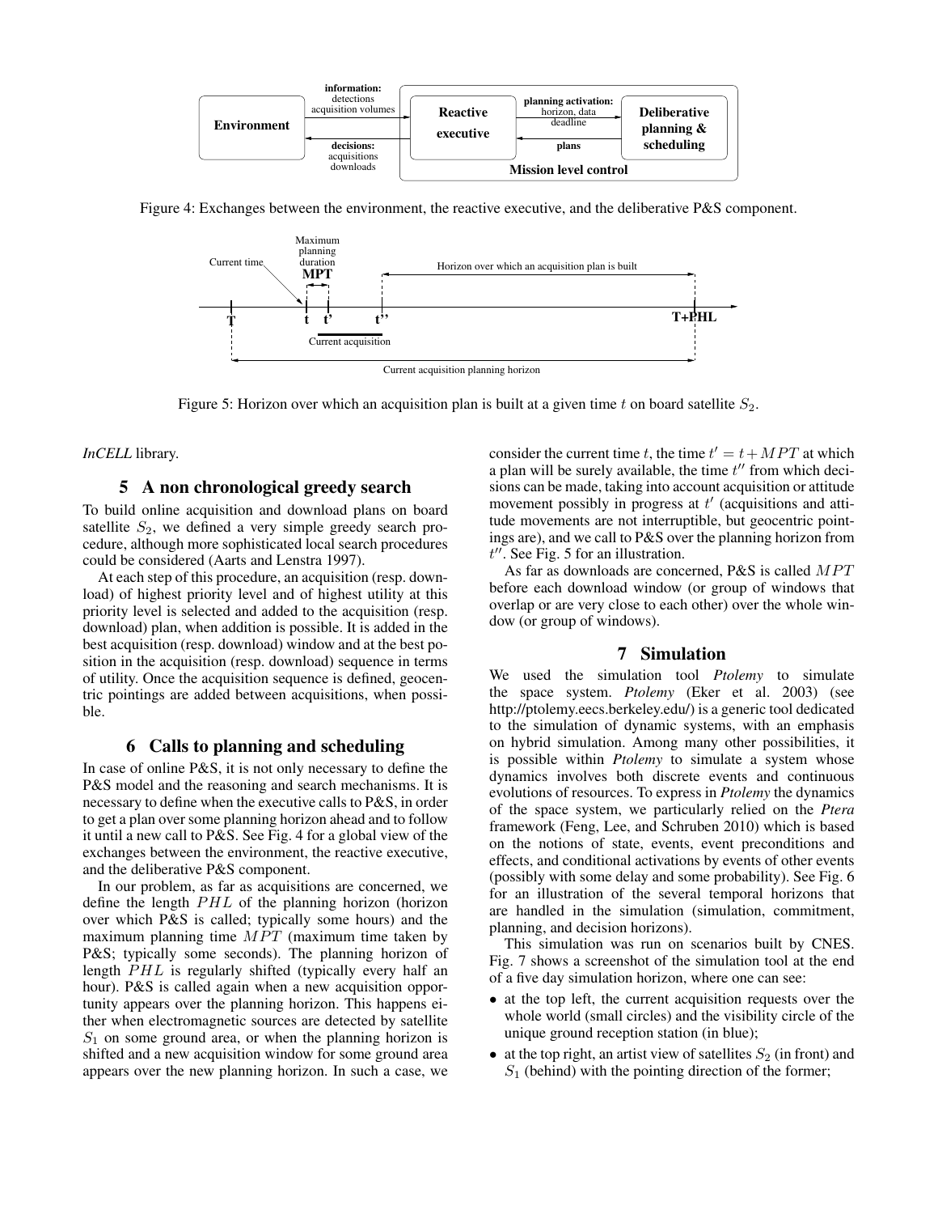Figure 4: Exchanges between the environment, the reactive executive, and the deliberative P&S component.

Figure 5: Horizon over which an acquisition plan is built at a given time $t$ on board satellite $S_2$.

*InCELL* library.

## 5 A non chronological greedy search

To build online acquisition and download plans on board satellite $S_2$, we defined a very simple greedy search procedure, although more sophisticated local search procedures could be considered (Aarts and Lenstra 1997).

At each step of this procedure, an acquisition (resp. download) of highest priority level and of highest utility at this priority level is selected and added to the acquisition (resp. download) plan, when addition is possible. It is added in the best acquisition (resp. download) window and at the best position in the acquisition (resp. download) sequence in terms of utility. Once the acquisition sequence is defined, geocentric pointings are added between acquisitions, when possible.

## 6 Calls to planning and scheduling

In case of online P&S, it is not only necessary to define the P&S model and the reasoning and search mechanisms. It is necessary to define when the executive calls to P&S, in order to get a plan over some planning horizon ahead and to follow it until a new call to P&S. See Fig. 4 for a global view of the exchanges between the environment, the reactive executive, and the deliberative P&S component.

In our problem, as far as acquisitions are concerned, we define the length $PHL$ of the planning horizon (horizon over which P&S is called; typically some hours) and the maximum planning time $MPT$ (maximum time taken by P&S; typically some seconds). The planning horizon of length $PHL$ is regularly shifted (typically every half an hour). P&S is called again when a new acquisition opportunity appears over the planning horizon. This happens either when electromagnetic sources are detected by satellite $S_1$ on some ground area, or when the planning horizon is shifted and a new acquisition window for some ground area appears over the new planning horizon. In such a case, we consider the current time $t$, the time $t' = t + MPT$ at which a plan will be surely available, the time $t''$ from which decisions can be made, taking into account acquisition or attitude movement possibly in progress at $t'$ (acquisitions and attitude movements are not interruptible, but geocentric pointings are), and we call to P&S over the planning horizon from $t''$. See Fig. 5 for an illustration.

As far as downloads are concerned, P&S is called $MPT$ before each download window (or group of windows that overlap or are very close to each other) over the whole window (or group of windows).

## 7 Simulation

We used the simulation tool *Ptolemy* to simulate the space system. *Ptolemy* (Eker et al. 2003) (see http://ptolemy.eecs.berkeley.edu/) is a generic tool dedicated to the simulation of dynamic systems, with an emphasis on hybrid simulation. Among many other possibilities, it is possible within *Ptolemy* to simulate a system whose dynamics involves both discrete events and continuous evolutions of resources. To express in *Ptolemy* the dynamics of the space system, we particularly relied on the *Ptera* framework (Feng, Lee, and Schruben 2010) which is based on the notions of state, events, event preconditions and effects, and conditional activations by events of other events (possibly with some delay and some probability). See Fig. 6 for an illustration of the several temporal horizons that are handled in the simulation (simulation, commitment, planning, and decision horizons).

This simulation was run on scenarios built by CNES. Fig. 7 shows a screenshot of the simulation tool at the end of a five day simulation horizon, where one can see:

- at the top left, the current acquisition requests over the whole world (small circles) and the visibility circle of the unique ground reception station (in blue);
- at the top right, an artist view of satellites $S_2$ (in front) and $S_1$ (behind) with the pointing direction of the former;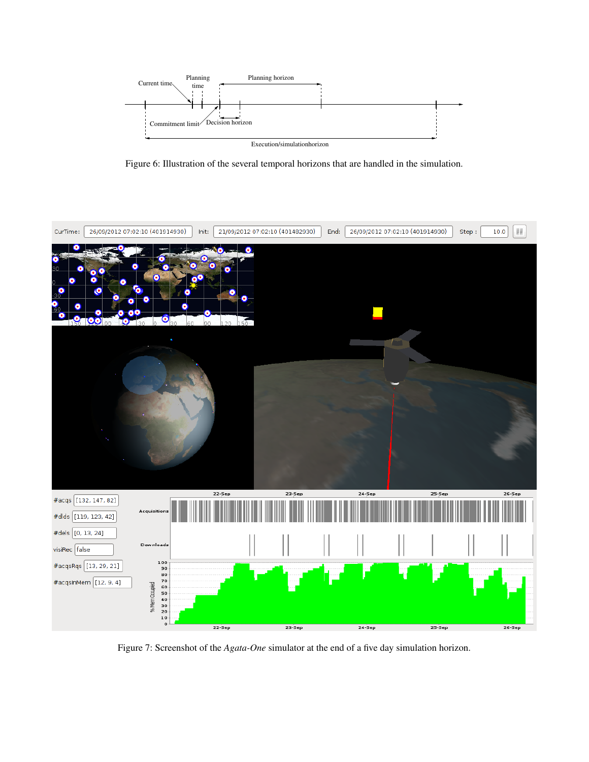Figure 6: Illustration of the several temporal horizons that are handled in the simulation.

Figure 7: Screenshot of the *Agata-One* simulator at the end of a five day simulation horizon.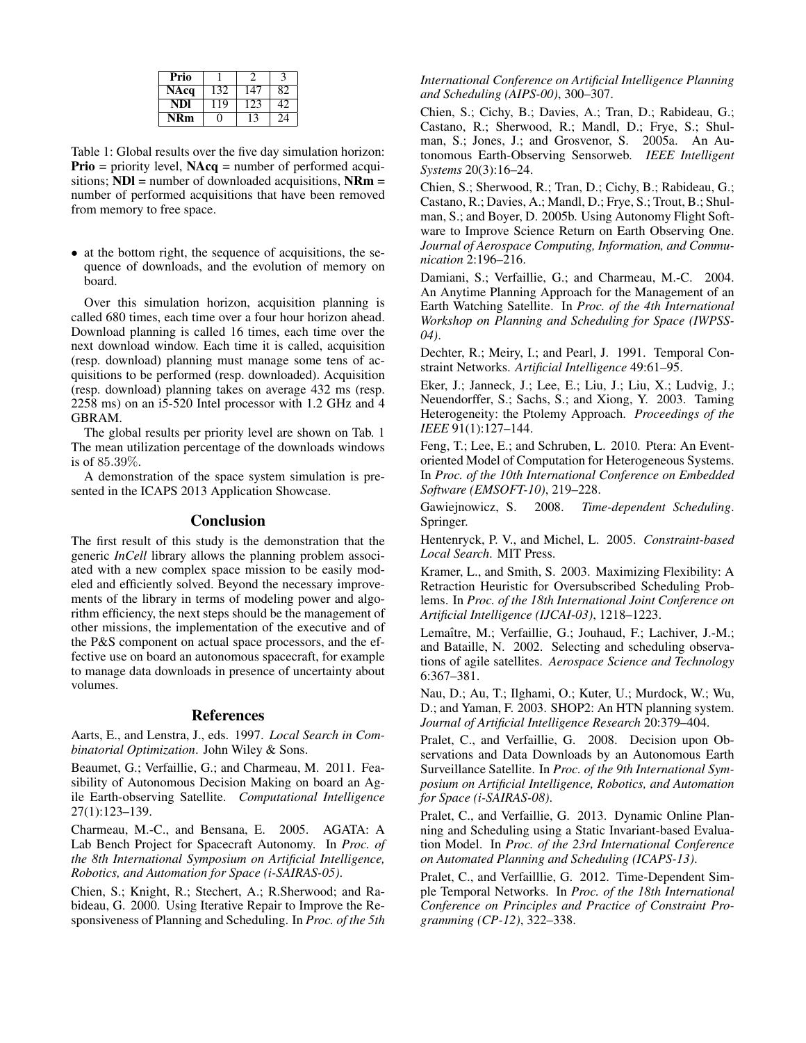| Prio | 1 | 2 | 3 |
|---|---|---|---|
| NAcq | 132 | 147 | 82 |
| NDl | 119 | 123 | 42 |
| NRm | 0 | 13 | 24 |

Table 1: Global results over the five day simulation horizon: **Prio** = priority level, **NAcq** = number of performed acquisitions; **NDl** = number of downloaded acquisitions, **NRm** = number of performed acquisitions that have been removed from memory to free space.

- at the bottom right, the sequence of acquisitions, the sequence of downloads, and the evolution of memory on board.

Over this simulation horizon, acquisition planning is called 680 times, each time over a four hour horizon ahead. Download planning is called 16 times, each time over the next download window. Each time it is called, acquisition (resp. download) planning must manage some tens of acquisitions to be performed (resp. downloaded). Acquisition (resp. download) planning takes on average 432 ms (resp. 2258 ms) on an i5-520 Intel processor with 1.2 GHz and 4 GBRAM.

The global results per priority level are shown on Tab. 1 The mean utilization percentage of the downloads windows is of $85.39\%$.

A demonstration of the space system simulation is presented in the ICAPS 2013 Application Showcase.

## Conclusion

The first result of this study is the demonstration that the generic *InCell* library allows the planning problem associated with a new complex space mission to be easily modeled and efficiently solved. Beyond the necessary improvements of the library in terms of modeling power and algorithm efficiency, the next steps should be the management of other missions, the implementation of the executive and of the P&S component on actual space processors, and the effective use on board an autonomous spacecraft, for example to manage data downloads in presence of uncertainty about volumes.

## References

Aarts, E., and Lenstra, J., eds. 1997. *Local Search in Combinatorial Optimization*. John Wiley & Sons.

Beaumet, G.; Verfaillie, G.; and Charmeau, M. 2011. Feasibility of Autonomous Decision Making on board an Agile Earth-observing Satellite. *Computational Intelligence* 27(1):123–139.

Charmeau, M.-C., and Bensana, E. 2005. AGATA: A Lab Bench Project for Spacecraft Autonomy. In *Proc. of the 8th International Symposium on Artificial Intelligence, Robotics, and Automation for Space (i-SAIRAS-05)*.

Chien, S.; Knight, R.; Stechert, A.; R.Sherwood; and Rabideau, G. 2000. Using Iterative Repair to Improve the Responsiveness of Planning and Scheduling. In *Proc. of the 5th International Conference on Artificial Intelligence Planning and Scheduling (AIPS-00)*, 300–307.

Chien, S.; Cichy, B.; Davies, A.; Tran, D.; Rabideau, G.; Castano, R.; Sherwood, R.; Mandl, D.; Frye, S.; Shulman, S.; Jones, J.; and Grosvenor, S. 2005a. An Autonomous Earth-Observing Sensorweb. *IEEE Intelligent Systems* 20(3):16–24.

Chien, S.; Sherwood, R.; Tran, D.; Cichy, B.; Rabideau, G.; Castano, R.; Davies, A.; Mandl, D.; Frye, S.; Trout, B.; Shulman, S.; and Boyer, D. 2005b. Using Autonomy Flight Software to Improve Science Return on Earth Observing One. *Journal of Aerospace Computing, Information, and Communication* 2:196–216.

Damiani, S.; Verfaillie, G.; and Charmeau, M.-C. 2004. An Anytime Planning Approach for the Management of an Earth Watching Satellite. In *Proc. of the 4th International Workshop on Planning and Scheduling for Space (IWPSS-04)*.

Dechter, R.; Meiry, I.; and Pearl, J. 1991. Temporal Constraint Networks. *Artificial Intelligence* 49:61–95.

Eker, J.; Janneck, J.; Lee, E.; Liu, J.; Liu, X.; Ludvig, J.; Neuendorffer, S.; Sachs, S.; and Xiong, Y. 2003. Taming Heterogeneity: the Ptolemy Approach. *Proceedings of the IEEE* 91(1):127–144.

Feng, T.; Lee, E.; and Schruben, L. 2010. Ptera: An Event-oriented Model of Computation for Heterogeneous Systems. In *Proc. of the 10th International Conference on Embedded Software (EMSOFT-10)*, 219–228.

Gawiejnowicz, S. 2008. *Time-dependent Scheduling*. Springer.

Hentenryck, P. V., and Michel, L. 2005. *Constraint-based Local Search*. MIT Press.

Kramer, L., and Smith, S. 2003. Maximizing Flexibility: A Retraction Heuristic for Oversubscribed Scheduling Problems. In *Proc. of the 18th International Joint Conference on Artificial Intelligence (IJCAI-03)*, 1218–1223.

Lemaître, M.; Verfaillie, G.; Jouhaud, F.; Lachiver, J.-M.; and Bataille, N. 2002. Selecting and scheduling observations of agile satellites. *Aerospace Science and Technology* 6:367–381.

Nau, D.; Au, T.; Ilghami, O.; Kuter, U.; Murdock, W.; Wu, D.; and Yaman, F. 2003. SHOP2: An HTN planning system. *Journal of Artificial Intelligence Research* 20:379–404.

Pralet, C., and Verfaillie, G. 2008. Decision upon Observations and Data Downloads by an Autonomous Earth Surveillance Satellite. In *Proc. of the 9th International Symposium on Artificial Intelligence, Robotics, and Automation for Space (i-SAIRAS-08)*.

Pralet, C., and Verfaillie, G. 2013. Dynamic Online Planning and Scheduling using a Static Invariant-based Evaluation Model. In *Proc. of the 23rd International Conference on Automated Planning and Scheduling (ICAPS-13)*.

Pralet, C., and Verfailllie, G. 2012. Time-Dependent Simple Temporal Networks. In *Proc. of the 18th International Conference on Principles and Practice of Constraint Programming (CP-12)*, 322–338.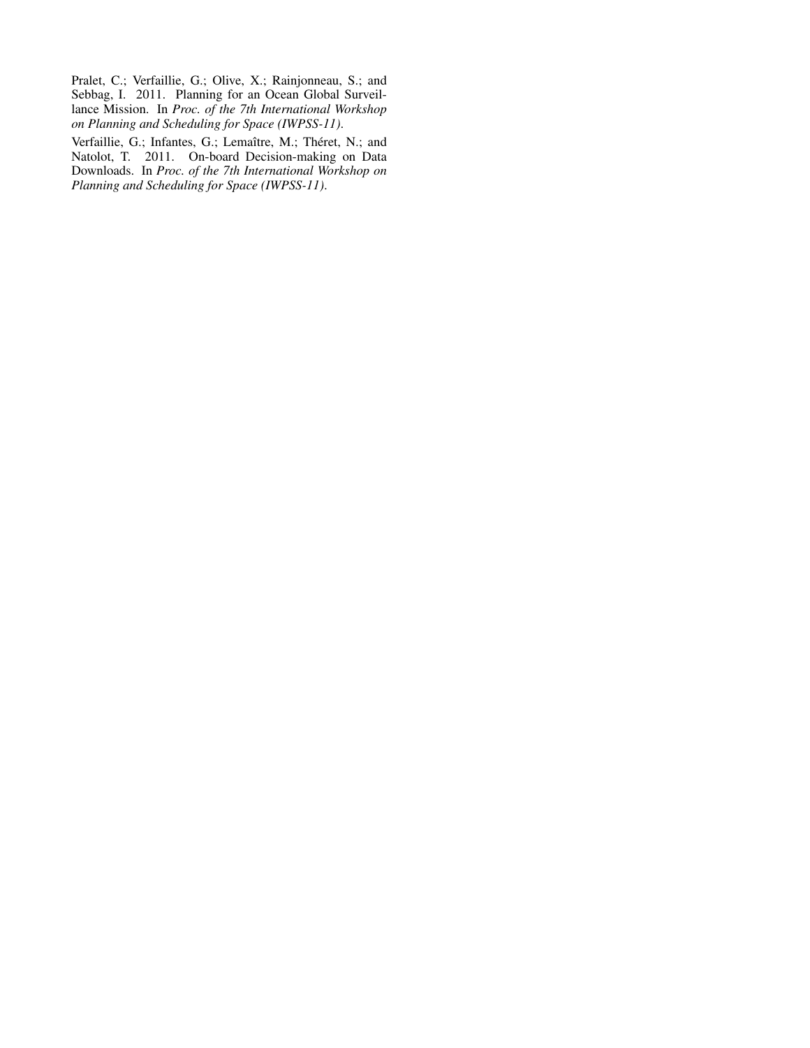Pralet, C.; Verfaillie, G.; Olive, X.; Rainjonneau, S.; and Sebbag, I. 2011. Planning for an Ocean Global Surveillance Mission. In *Proc. of the 7th International Workshop on Planning and Scheduling for Space (IWPSS-11)*.

Verfaillie, G.; Infantes, G.; Lemaître, M.; Théret, N.; and Natolot, T. 2011. On-board Decision-making on Data Downloads. In *Proc. of the 7th International Workshop on Planning and Scheduling for Space (IWPSS-11)*.